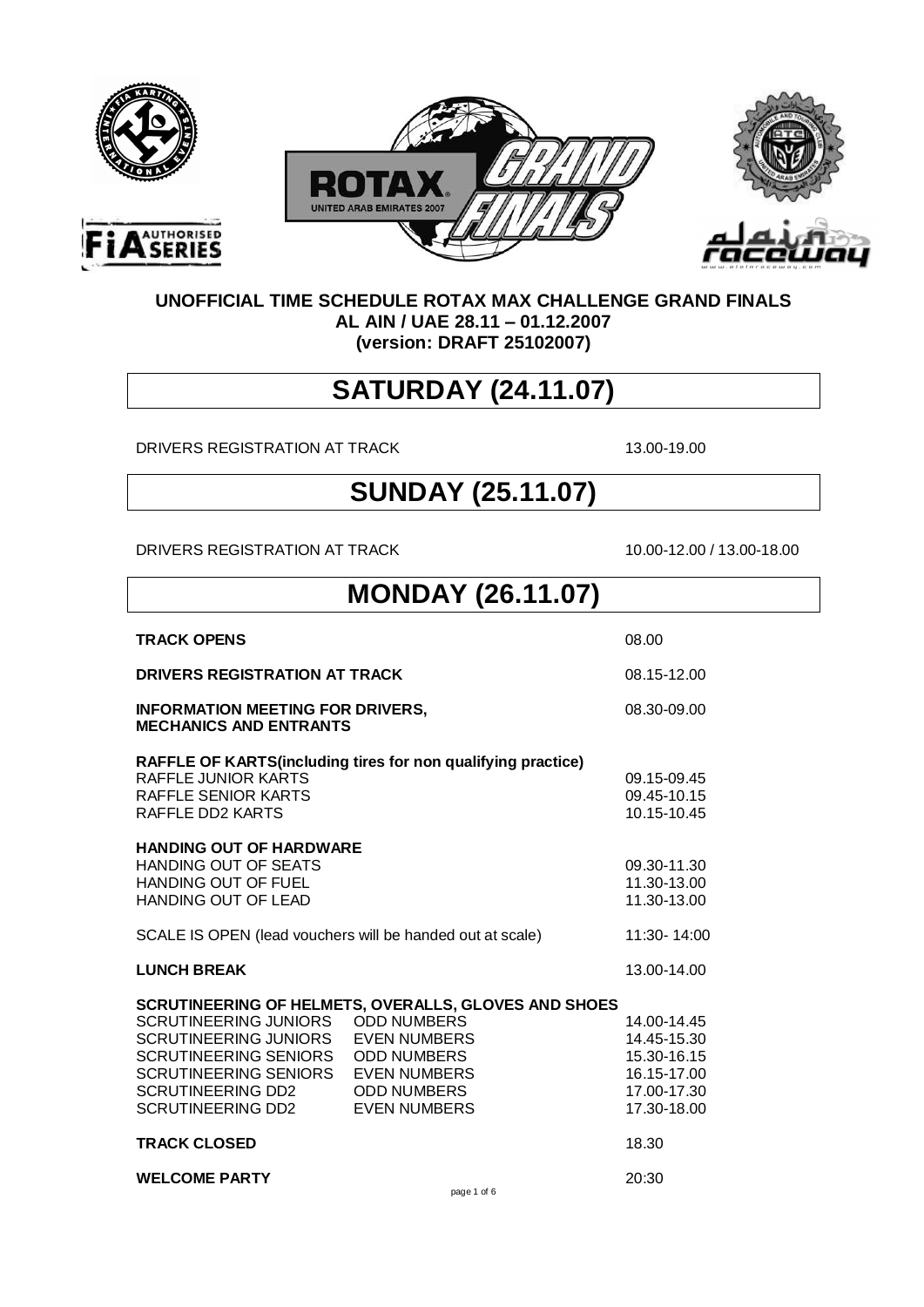**UNOFFICIAL TIME SCHEDULE ROTAX MAX CHALLENGE GRAND FINALS**
**AL AIN / UAE 28.11 – 01.12.2007**
**(version: DRAFT 25102007)**

# SATURDAY (24.11.07)

| | |
|---|---|
| DRIVERS REGISTRATION AT TRACK | 13.00-19.00 |

# SUNDAY (25.11.07)

| | |
|---|---|
| DRIVERS REGISTRATION AT TRACK | 10.00-12.00 / 13.00-18.00 |

# MONDAY (26.11.07)

| | | |
|---|---|---|
| **TRACK OPENS** | | 08.00 |
| **DRIVERS REGISTRATION AT TRACK** | | 08.15-12.00 |
| **INFORMATION MEETING FOR DRIVERS, MECHANICS AND ENTRANTS** | | 08.30-09.00 |
| **RAFFLE OF KARTS(including tires for non qualifying practice)** | | |
| RAFFLE JUNIOR KARTS | | 09.15-09.45 |
| RAFFLE SENIOR KARTS | | 09.45-10.15 |
| RAFFLE DD2 KARTS | | 10.15-10.45 |
| **HANDING OUT OF HARDWARE** | | |
| HANDING OUT OF SEATS | | 09.30-11.30 |
| HANDING OUT OF FUEL | | 11.30-13.00 |
| HANDING OUT OF LEAD | | 11.30-13.00 |
| SCALE IS OPEN (lead vouchers will be handed out at scale) | | 11:30- 14:00 |
| **LUNCH BREAK** | | 13.00-14.00 |
| **SCRUTINEERING OF HELMETS, OVERALLS, GLOVES AND SHOES** | | |
| SCRUTINEERING JUNIORS | ODD NUMBERS | 14.00-14.45 |
| SCRUTINEERING JUNIORS | EVEN NUMBERS | 14.45-15.30 |
| SCRUTINEERING SENIORS | ODD NUMBERS | 15.30-16.15 |
| SCRUTINEERING SENIORS | EVEN NUMBERS | 16.15-17.00 |
| SCRUTINEERING DD2 | ODD NUMBERS | 17.00-17.30 |
| SCRUTINEERING DD2 | EVEN NUMBERS | 17.30-18.00 |
| **TRACK CLOSED** | | 18.30 |
| **WELCOME PARTY** | | 20:30 |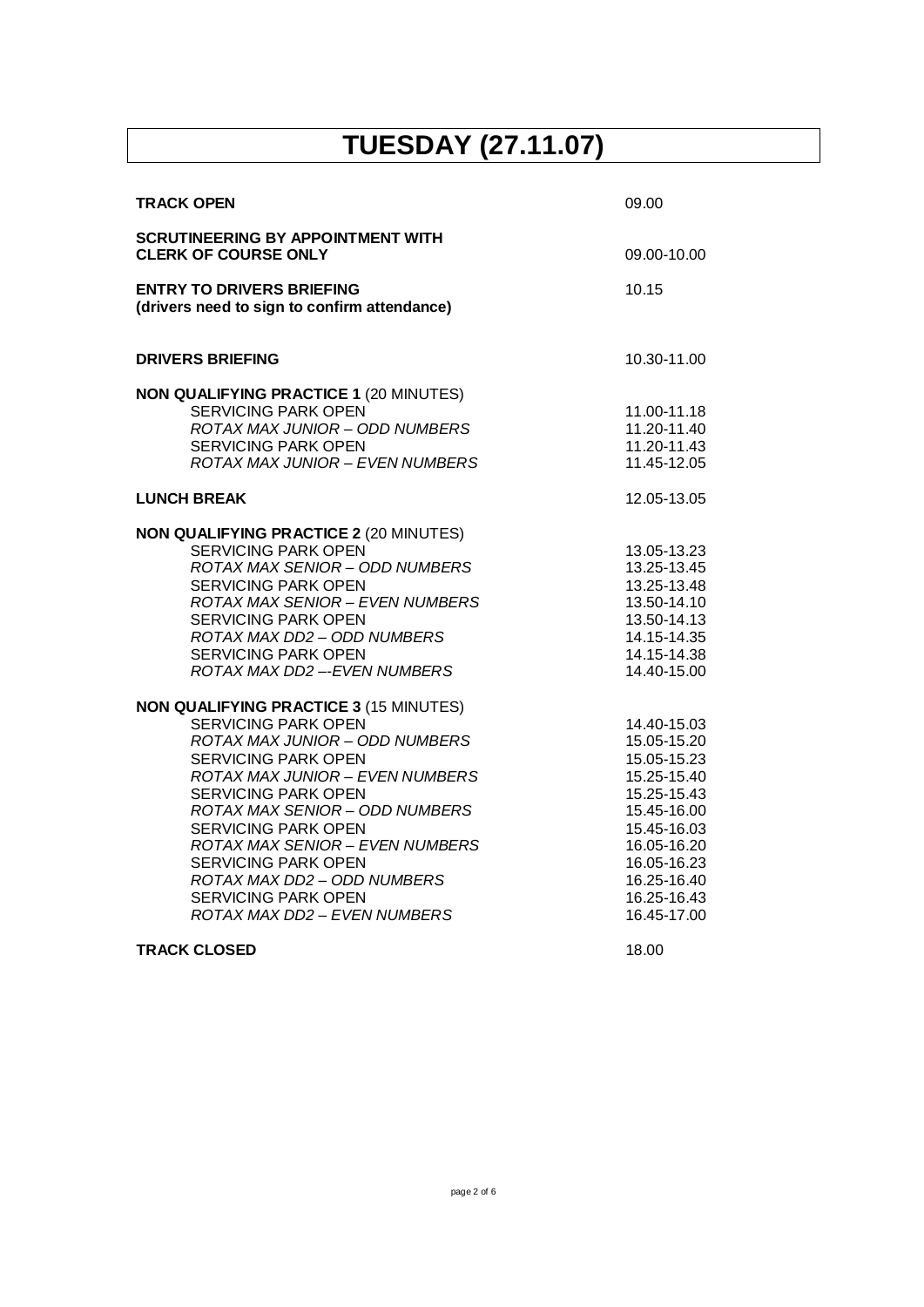# TUESDAY (27.11.07)

| | |
|---|---|
| **TRACK OPEN** | 09.00 |
| **SCRUTINEERING BY APPOINTMENT WITH CLERK OF COURSE ONLY** | 09.00-10.00 |
| **ENTRY TO DRIVERS BRIEFING (drivers need to sign to confirm attendance)** | 10.15 |
| **DRIVERS BRIEFING** | 10.30-11.00 |
| **NON QUALIFYING PRACTICE 1** (20 MINUTES) | |
| SERVICING PARK OPEN | 11.00-11.18 |
| *ROTAX MAX JUNIOR – ODD NUMBERS* | 11.20-11.40 |
| SERVICING PARK OPEN | 11.20-11.43 |
| *ROTAX MAX JUNIOR – EVEN NUMBERS* | 11.45-12.05 |
| **LUNCH BREAK** | 12.05-13.05 |
| **NON QUALIFYING PRACTICE 2** (20 MINUTES) | |
| SERVICING PARK OPEN | 13.05-13.23 |
| *ROTAX MAX SENIOR – ODD NUMBERS* | 13.25-13.45 |
| SERVICING PARK OPEN | 13.25-13.48 |
| *ROTAX MAX SENIOR – EVEN NUMBERS* | 13.50-14.10 |
| SERVICING PARK OPEN | 13.50-14.13 |
| *ROTAX MAX DD2 – ODD NUMBERS* | 14.15-14.35 |
| SERVICING PARK OPEN | 14.15-14.38 |
| *ROTAX MAX DD2 –-EVEN NUMBERS* | 14.40-15.00 |
| **NON QUALIFYING PRACTICE 3** (15 MINUTES) | |
| SERVICING PARK OPEN | 14.40-15.03 |
| *ROTAX MAX JUNIOR – ODD NUMBERS* | 15.05-15.20 |
| SERVICING PARK OPEN | 15.05-15.23 |
| *ROTAX MAX JUNIOR – EVEN NUMBERS* | 15.25-15.40 |
| SERVICING PARK OPEN | 15.25-15.43 |
| *ROTAX MAX SENIOR – ODD NUMBERS* | 15.45-16.00 |
| SERVICING PARK OPEN | 15.45-16.03 |
| *ROTAX MAX SENIOR – EVEN NUMBERS* | 16.05-16.20 |
| SERVICING PARK OPEN | 16.05-16.23 |
| *ROTAX MAX DD2 – ODD NUMBERS* | 16.25-16.40 |
| SERVICING PARK OPEN | 16.25-16.43 |
| *ROTAX MAX DD2 – EVEN NUMBERS* | 16.45-17.00 |
| **TRACK CLOSED** | 18.00 |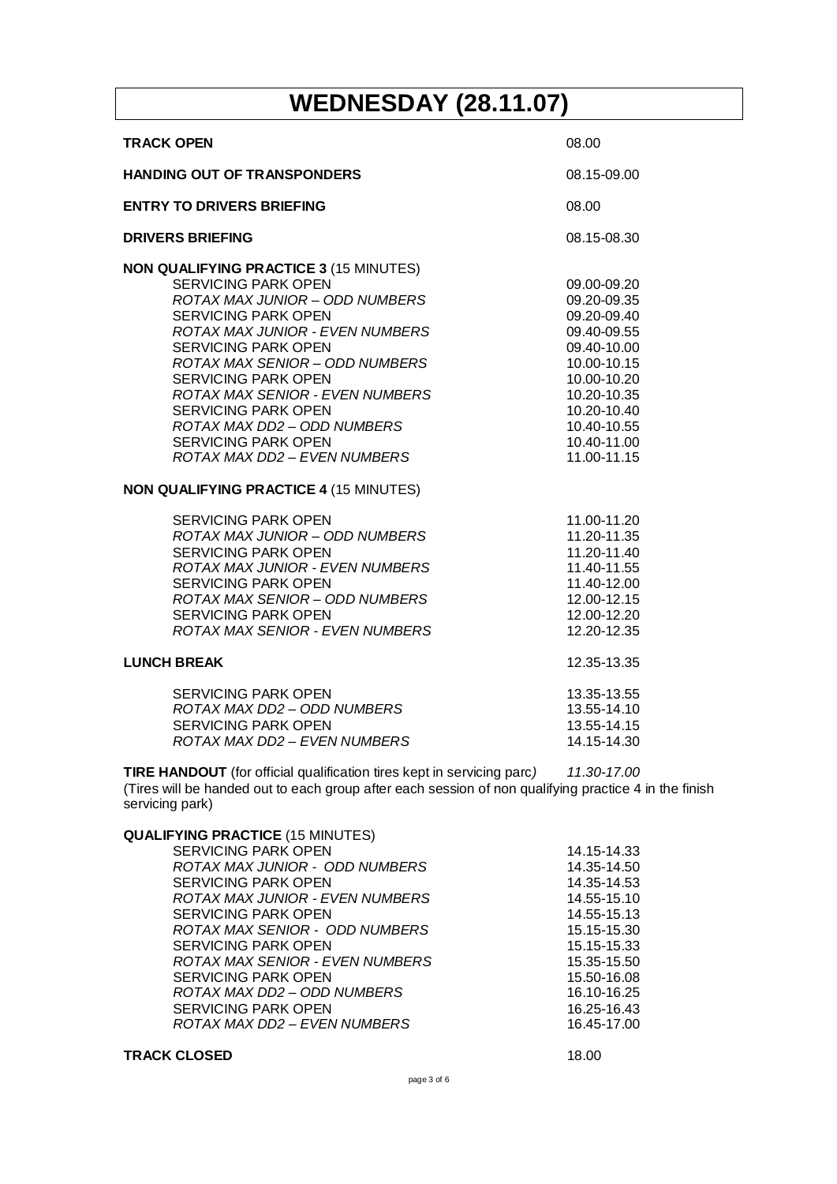# WEDNESDAY (28.11.07)

| | |
|---|---|
| **TRACK OPEN** | 08.00 |
| **HANDING OUT OF TRANSPONDERS** | 08.15-09.00 |
| **ENTRY TO DRIVERS BRIEFING** | 08.00 |
| **DRIVERS BRIEFING** | 08.15-08.30 |
| **NON QUALIFYING PRACTICE 3** (15 MINUTES) | |
| SERVICING PARK OPEN | 09.00-09.20 |
| *ROTAX MAX JUNIOR – ODD NUMBERS* | 09.20-09.35 |
| SERVICING PARK OPEN | 09.20-09.40 |
| *ROTAX MAX JUNIOR - EVEN NUMBERS* | 09.40-09.55 |
| SERVICING PARK OPEN | 09.40-10.00 |
| *ROTAX MAX SENIOR – ODD NUMBERS* | 10.00-10.15 |
| SERVICING PARK OPEN | 10.00-10.20 |
| *ROTAX MAX SENIOR - EVEN NUMBERS* | 10.20-10.35 |
| SERVICING PARK OPEN | 10.20-10.40 |
| *ROTAX MAX DD2 – ODD NUMBERS* | 10.40-10.55 |
| SERVICING PARK OPEN | 10.40-11.00 |
| *ROTAX MAX DD2 – EVEN NUMBERS* | 11.00-11.15 |
| **NON QUALIFYING PRACTICE 4** (15 MINUTES) | |
| SERVICING PARK OPEN | 11.00-11.20 |
| *ROTAX MAX JUNIOR – ODD NUMBERS* | 11.20-11.35 |
| SERVICING PARK OPEN | 11.20-11.40 |
| *ROTAX MAX JUNIOR - EVEN NUMBERS* | 11.40-11.55 |
| SERVICING PARK OPEN | 11.40-12.00 |
| *ROTAX MAX SENIOR – ODD NUMBERS* | 12.00-12.15 |
| SERVICING PARK OPEN | 12.00-12.20 |
| *ROTAX MAX SENIOR - EVEN NUMBERS* | 12.20-12.35 |
| **LUNCH BREAK** | 12.35-13.35 |
| SERVICING PARK OPEN | 13.35-13.55 |
| *ROTAX MAX DD2 – ODD NUMBERS* | 13.55-14.10 |
| SERVICING PARK OPEN | 13.55-14.15 |
| *ROTAX MAX DD2 – EVEN NUMBERS* | 14.15-14.30 |

**TIRE HANDOUT** (for official qualification tires kept in servicing parc*)* *11.30-17.00*
(Tires will be handed out to each group after each session of non qualifying practice 4 in the finish servicing park)

| | |
|---|---|
| **QUALIFYING PRACTICE** (15 MINUTES) | |
| SERVICING PARK OPEN | 14.15-14.33 |
| *ROTAX MAX JUNIOR - ODD NUMBERS* | 14.35-14.50 |
| SERVICING PARK OPEN | 14.35-14.53 |
| *ROTAX MAX JUNIOR - EVEN NUMBERS* | 14.55-15.10 |
| SERVICING PARK OPEN | 14.55-15.13 |
| *ROTAX MAX SENIOR - ODD NUMBERS* | 15.15-15.30 |
| SERVICING PARK OPEN | 15.15-15.33 |
| *ROTAX MAX SENIOR - EVEN NUMBERS* | 15.35-15.50 |
| SERVICING PARK OPEN | 15.50-16.08 |
| *ROTAX MAX DD2 – ODD NUMBERS* | 16.10-16.25 |
| SERVICING PARK OPEN | 16.25-16.43 |
| *ROTAX MAX DD2 – EVEN NUMBERS* | 16.45-17.00 |
| **TRACK CLOSED** | 18.00 |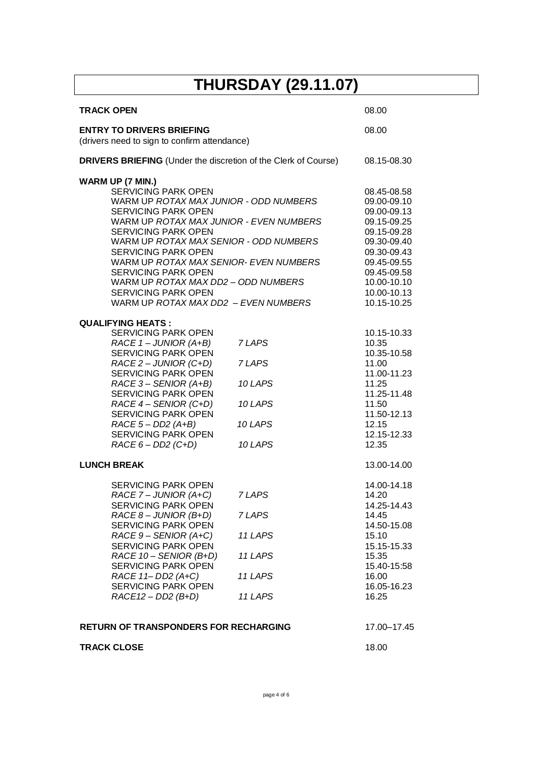# THURSDAY (29.11.07)

| | | |
|---|---|---|
| **TRACK OPEN** | | 08.00 |
| **ENTRY TO DRIVERS BRIEFING** (drivers need to sign to confirm attendance) | | 08.00 |
| **DRIVERS BRIEFING** (Under the discretion of the Clerk of Course) | | 08.15-08.30 |
| **WARM UP (7 MIN.)** | | |
| SERVICING PARK OPEN | | 08.45-08.58 |
| WARM UP *ROTAX MAX JUNIOR - ODD NUMBERS* | | 09.00-09.10 |
| SERVICING PARK OPEN | | 09.00-09.13 |
| WARM UP *ROTAX MAX JUNIOR - EVEN NUMBERS* | | 09.15-09.25 |
| SERVICING PARK OPEN | | 09.15-09.28 |
| WARM UP *ROTAX MAX SENIOR - ODD NUMBERS* | | 09.30-09.40 |
| SERVICING PARK OPEN | | 09.30-09.43 |
| WARM UP *ROTAX MAX SENIOR- EVEN NUMBERS* | | 09.45-09.55 |
| SERVICING PARK OPEN | | 09.45-09.58 |
| WARM UP *ROTAX MAX DD2 – ODD NUMBERS* | | 10.00-10.10 |
| SERVICING PARK OPEN | | 10.00-10.13 |
| WARM UP *ROTAX MAX DD2 – EVEN NUMBERS* | | 10.15-10.25 |
| **QUALIFYING HEATS :** | | |
| SERVICING PARK OPEN | | 10.15-10.33 |
| *RACE 1 – JUNIOR (A+B)* | *7 LAPS* | 10.35 |
| SERVICING PARK OPEN | | 10.35-10.58 |
| *RACE 2 – JUNIOR (C+D)* | *7 LAPS* | 11.00 |
| SERVICING PARK OPEN | | 11.00-11.23 |
| *RACE 3 – SENIOR (A+B)* | *10 LAPS* | 11.25 |
| SERVICING PARK OPEN | | 11.25-11.48 |
| *RACE 4 – SENIOR (C+D)* | *10 LAPS* | 11.50 |
| SERVICING PARK OPEN | | 11.50-12.13 |
| *RACE 5 – DD2 (A+B)* | *10 LAPS* | 12.15 |
| SERVICING PARK OPEN | | 12.15-12.33 |
| *RACE 6 – DD2 (C+D)* | *10 LAPS* | 12.35 |
| **LUNCH BREAK** | | 13.00-14.00 |
| SERVICING PARK OPEN | | 14.00-14.18 |
| *RACE 7 – JUNIOR (A+C)* | *7 LAPS* | 14.20 |
| SERVICING PARK OPEN | | 14.25-14.43 |
| *RACE 8 – JUNIOR (B+D)* | *7 LAPS* | 14.45 |
| SERVICING PARK OPEN | | 14.50-15.08 |
| *RACE 9 – SENIOR (A+C)* | *11 LAPS* | 15.10 |
| SERVICING PARK OPEN | | 15.15-15.33 |
| *RACE 10 – SENIOR (B+D)* | *11 LAPS* | 15.35 |
| SERVICING PARK OPEN | | 15.40-15:58 |
| *RACE 11– DD2 (A+C)* | *11 LAPS* | 16.00 |
| SERVICING PARK OPEN | | 16.05-16.23 |
| *RACE12 – DD2 (B+D)* | *11 LAPS* | 16.25 |
| **RETURN OF TRANSPONDERS FOR RECHARGING** | | 17.00–17.45 |
| **TRACK CLOSE** | | 18.00 |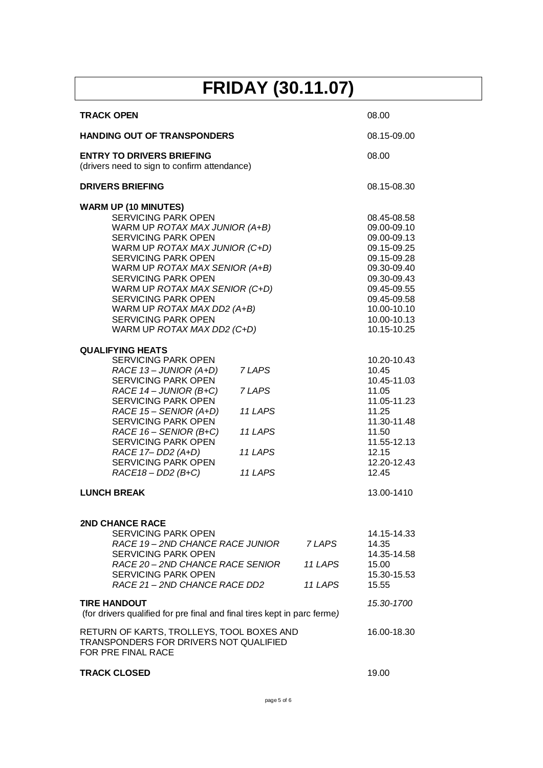# FRIDAY (30.11.07)

| | | | |
|---|---|---|---|
| **TRACK OPEN** | | | 08.00 |
| **HANDING OUT OF TRANSPONDERS** | | | 08.15-09.00 |
| **ENTRY TO DRIVERS BRIEFING** (drivers need to sign to confirm attendance) | | | 08.00 |
| **DRIVERS BRIEFING** | | | 08.15-08.30 |
| **WARM UP (10 MINUTES)** | | | |
| SERVICING PARK OPEN | | | 08.45-08.58 |
| WARM UP *ROTAX MAX JUNIOR (A+B)* | | | 09.00-09.10 |
| SERVICING PARK OPEN | | | 09.00-09.13 |
| WARM UP *ROTAX MAX JUNIOR (C+D)* | | | 09.15-09.25 |
| SERVICING PARK OPEN | | | 09.15-09.28 |
| WARM UP *ROTAX MAX SENIOR (A+B)* | | | 09.30-09.40 |
| SERVICING PARK OPEN | | | 09.30-09.43 |
| WARM UP *ROTAX MAX SENIOR (C+D)* | | | 09.45-09.55 |
| SERVICING PARK OPEN | | | 09.45-09.58 |
| WARM UP *ROTAX MAX DD2 (A+B)* | | | 10.00-10.10 |
| SERVICING PARK OPEN | | | 10.00-10.13 |
| WARM UP *ROTAX MAX DD2 (C+D)* | | | 10.15-10.25 |
| **QUALIFYING HEATS** | | | |
| SERVICING PARK OPEN | | | 10.20-10.43 |
| *RACE 13 – JUNIOR (A+D)* | *7 LAPS* | | 10.45 |
| SERVICING PARK OPEN | | | 10.45-11.03 |
| *RACE 14 – JUNIOR (B+C)* | *7 LAPS* | | 11.05 |
| SERVICING PARK OPEN | | | 11.05-11.23 |
| *RACE 15 – SENIOR (A+D)* | *11 LAPS* | | 11.25 |
| SERVICING PARK OPEN | | | 11.30-11.48 |
| *RACE 16 – SENIOR (B+C)* | *11 LAPS* | | 11.50 |
| SERVICING PARK OPEN | | | 11.55-12.13 |
| *RACE 17– DD2 (A+D)* | *11 LAPS* | | 12.15 |
| SERVICING PARK OPEN | | | 12.20-12.43 |
| *RACE18 – DD2 (B+C)* | *11 LAPS* | | 12.45 |
| **LUNCH BREAK** | | | 13.00-1410 |
| **2ND CHANCE RACE** | | | |
| SERVICING PARK OPEN | | | 14.15-14.33 |
| *RACE 19 – 2ND CHANCE RACE JUNIOR* | | *7 LAPS* | 14.35 |
| SERVICING PARK OPEN | | | 14.35-14.58 |
| *RACE 20 – 2ND CHANCE RACE SENIOR* | | *11 LAPS* | 15.00 |
| SERVICING PARK OPEN | | | 15.30-15.53 |
| *RACE 21 – 2ND CHANCE RACE DD2* | | *11 LAPS* | 15.55 |
| **TIRE HANDOUT** (for drivers qualified for pre final and final tires kept in parc ferme*)* | | | *15.30-1700* |
| RETURN OF KARTS, TROLLEYS, TOOL BOXES AND TRANSPONDERS FOR DRIVERS NOT QUALIFIED FOR PRE FINAL RACE | | | 16.00-18.30 |
| **TRACK CLOSED** | | | 19.00 |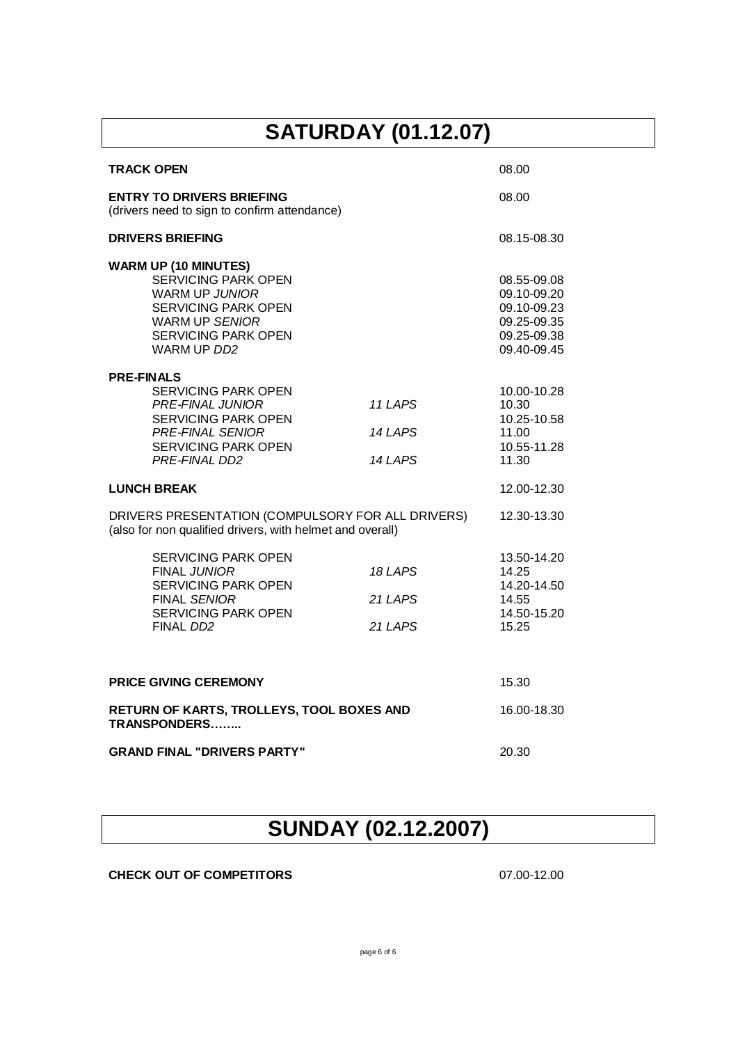# SATURDAY (01.12.07)

| | | |
|---|---|---|
| **TRACK OPEN** | | 08.00 |
| **ENTRY TO DRIVERS BRIEFING** (drivers need to sign to confirm attendance) | | 08.00 |
| **DRIVERS BRIEFING** | | 08.15-08.30 |
| **WARM UP (10 MINUTES)** | | |
| SERVICING PARK OPEN | | 08.55-09.08 |
| WARM UP *JUNIOR* | | 09.10-09.20 |
| SERVICING PARK OPEN | | 09.10-09.23 |
| WARM UP *SENIOR* | | 09.25-09.35 |
| SERVICING PARK OPEN | | 09.25-09.38 |
| WARM UP *DD2* | | 09.40-09.45 |
| **PRE-FINALS** | | |
| SERVICING PARK OPEN | | 10.00-10.28 |
| *PRE-FINAL JUNIOR* | *11 LAPS* | 10.30 |
| SERVICING PARK OPEN | | 10.25-10.58 |
| *PRE-FINAL SENIOR* | *14 LAPS* | 11.00 |
| SERVICING PARK OPEN | | 10.55-11.28 |
| *PRE-FINAL DD2* | *14 LAPS* | 11.30 |
| **LUNCH BREAK** | | 12.00-12.30 |
| DRIVERS PRESENTATION (COMPULSORY FOR ALL DRIVERS) (also for non qualified drivers, with helmet and overall) | | 12.30-13.30 |
| SERVICING PARK OPEN | | 13.50-14.20 |
| FINAL *JUNIOR* | *18 LAPS* | 14.25 |
| SERVICING PARK OPEN | | 14.20-14.50 |
| FINAL *SENIOR* | *21 LAPS* | 14.55 |
| SERVICING PARK OPEN | | 14.50-15.20 |
| FINAL *DD2* | *21 LAPS* | 15.25 |
| **PRICE GIVING CEREMONY** | | 15.30 |
| **RETURN OF KARTS, TROLLEYS, TOOL BOXES AND TRANSPONDERS……..** | | 16.00-18.30 |
| **GRAND FINAL "DRIVERS PARTY"** | | 20.30 |

# SUNDAY (02.12.2007)

| | |
|---|---|
| **CHECK OUT OF COMPETITORS** | 07.00-12.00 |